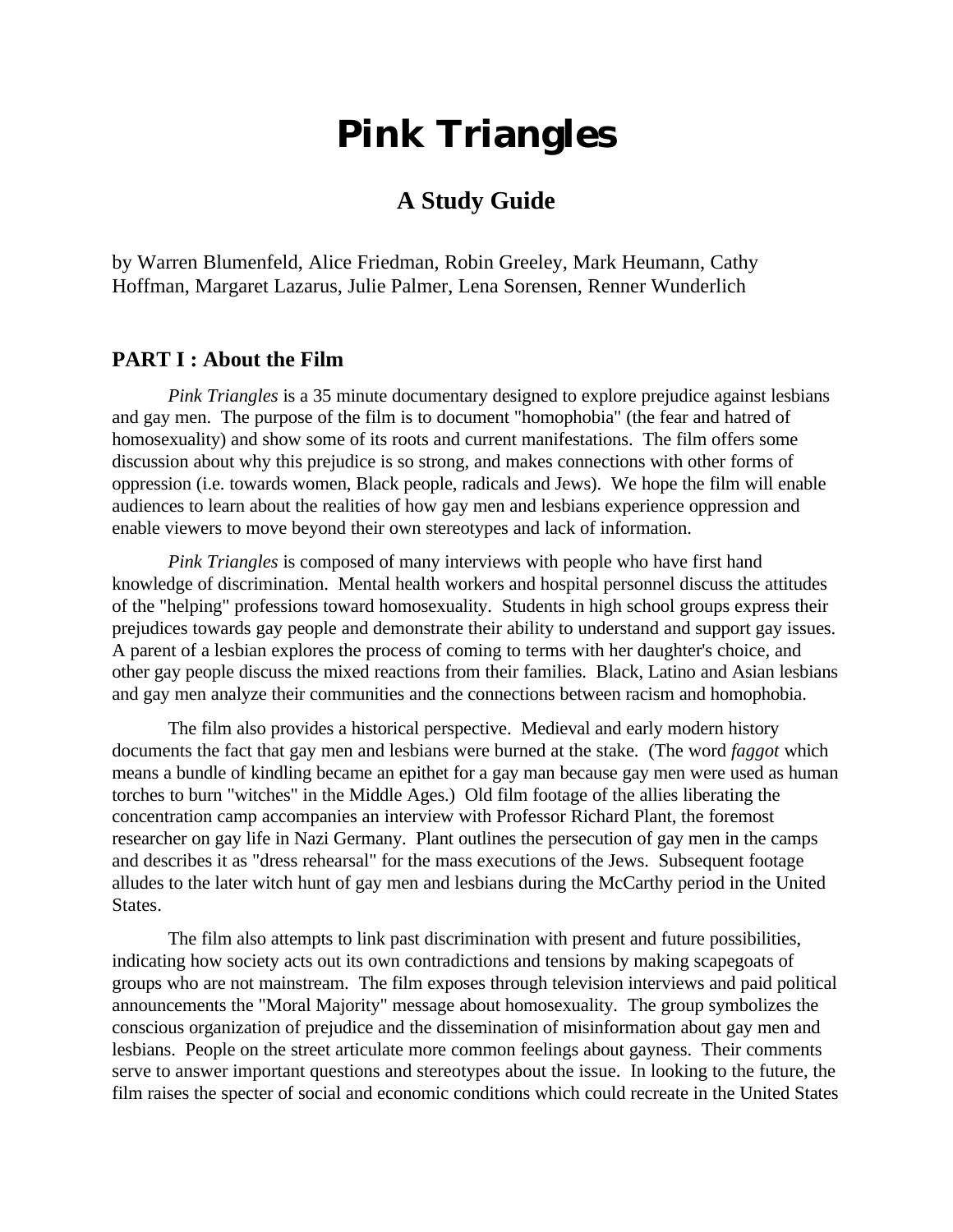# Pink Triangles

## A Study Guide

by Warren Blumenfeld, Alice Friedman, Robin Greeley, Mark Heumann, Cathy Hoffman, Margaret Lazarus, Julie Palmer, Lena Sorensen, Renner Wunderlich

### PART I : About the Film

*Pink Triangles* is a 35 minute documentary designed to explore prejudice against lesbians and gay men. The purpose of the film is to document "homophobia" (the fear and hatred of homosexuality) and show some of its roots and current manifestations. The film offers some discussion about why this prejudice is so strong, and makes connections with other forms of oppression (i.e. towards women, Black people, radicals and Jews). We hope the film will enable audiences to learn about the realities of how gay men and lesbians experience oppression and enable viewers to move beyond their own stereotypes and lack of information.

*Pink Triangles* is composed of many interviews with people who have first hand knowledge of discrimination. Mental health workers and hospital personnel discuss the attitudes of the "helping" professions toward homosexuality. Students in high school groups express their prejudices towards gay people and demonstrate their ability to understand and support gay issues. A parent of a lesbian explores the process of coming to terms with her daughter's choice, and other gay people discuss the mixed reactions from their families. Black, Latino and Asian lesbians and gay men analyze their communities and the connections between racism and homophobia.

The film also provides a historical perspective. Medieval and early modern history documents the fact that gay men and lesbians were burned at the stake. (The word *faggot* which means a bundle of kindling became an epithet for a gay man because gay men were used as human torches to burn "witches" in the Middle Ages.) Old film footage of the allies liberating the concentration camp accompanies an interview with Professor Richard Plant, the foremost researcher on gay life in Nazi Germany. Plant outlines the persecution of gay men in the camps and describes it as "dress rehearsal" for the mass executions of the Jews. Subsequent footage alludes to the later witch hunt of gay men and lesbians during the McCarthy period in the United States.

The film also attempts to link past discrimination with present and future possibilities, indicating how society acts out its own contradictions and tensions by making scapegoats of groups who are not mainstream. The film exposes through television interviews and paid political announcements the "Moral Majority" message about homosexuality. The group symbolizes the conscious organization of prejudice and the dissemination of misinformation about gay men and lesbians. People on the street articulate more common feelings about gayness. Their comments serve to answer important questions and stereotypes about the issue. In looking to the future, the film raises the specter of social and economic conditions which could recreate in the United States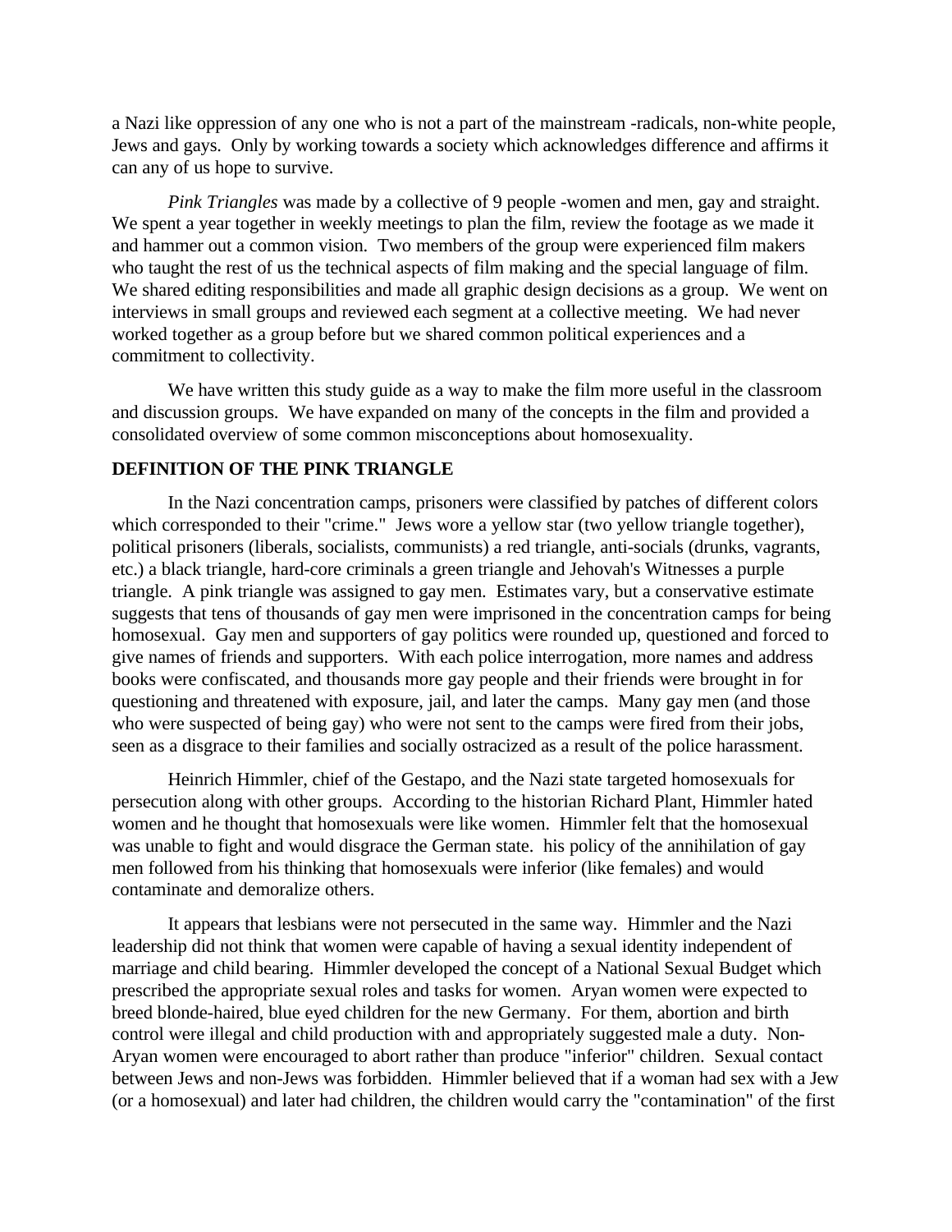a Nazi like oppression of any one who is not a part of the mainstream -radicals, non-white people, Jews and gays. Only by working towards a society which acknowledges difference and affirms it can any of us hope to survive.

*Pink Triangles* was made by a collective of 9 people -women and men, gay and straight. We spent a year together in weekly meetings to plan the film, review the footage as we made it and hammer out a common vision. Two members of the group were experienced film makers who taught the rest of us the technical aspects of film making and the special language of film. We shared editing responsibilities and made all graphic design decisions as a group. We went on interviews in small groups and reviewed each segment at a collective meeting. We had never worked together as a group before but we shared common political experiences and a commitment to collectivity.

We have written this study guide as a way to make the film more useful in the classroom and discussion groups. We have expanded on many of the concepts in the film and provided a consolidated overview of some common misconceptions about homosexuality.

**DEFINITION OF THE PINK TRIANGLE**

In the Nazi concentration camps, prisoners were classified by patches of different colors which corresponded to their "crime." Jews wore a yellow star (two yellow triangle together), political prisoners (liberals, socialists, communists) a red triangle, anti-socials (drunks, vagrants, etc.) a black triangle, hard-core criminals a green triangle and Jehovah's Witnesses a purple triangle. A pink triangle was assigned to gay men. Estimates vary, but a conservative estimate suggests that tens of thousands of gay men were imprisoned in the concentration camps for being homosexual. Gay men and supporters of gay politics were rounded up, questioned and forced to give names of friends and supporters. With each police interrogation, more names and address books were confiscated, and thousands more gay people and their friends were brought in for questioning and threatened with exposure, jail, and later the camps. Many gay men (and those who were suspected of being gay) who were not sent to the camps were fired from their jobs, seen as a disgrace to their families and socially ostracized as a result of the police harassment.

Heinrich Himmler, chief of the Gestapo, and the Nazi state targeted homosexuals for persecution along with other groups. According to the historian Richard Plant, Himmler hated women and he thought that homosexuals were like women. Himmler felt that the homosexual was unable to fight and would disgrace the German state. his policy of the annihilation of gay men followed from his thinking that homosexuals were inferior (like females) and would contaminate and demoralize others.

It appears that lesbians were not persecuted in the same way. Himmler and the Nazi leadership did not think that women were capable of having a sexual identity independent of marriage and child bearing. Himmler developed the concept of a National Sexual Budget which prescribed the appropriate sexual roles and tasks for women. Aryan women were expected to breed blonde-haired, blue eyed children for the new Germany. For them, abortion and birth control were illegal and child production with and appropriately suggested male a duty. Non-Aryan women were encouraged to abort rather than produce "inferior" children. Sexual contact between Jews and non-Jews was forbidden. Himmler believed that if a woman had sex with a Jew (or a homosexual) and later had children, the children would carry the "contamination" of the first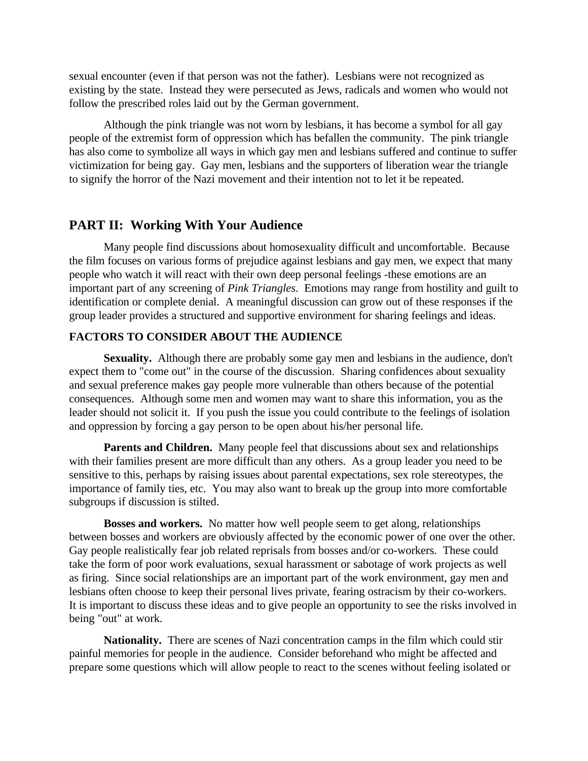sexual encounter (even if that person was not the father). Lesbians were not recognized as existing by the state. Instead they were persecuted as Jews, radicals and women who would not follow the prescribed roles laid out by the German government.

Although the pink triangle was not worn by lesbians, it has become a symbol for all gay people of the extremist form of oppression which has befallen the community. The pink triangle has also come to symbolize all ways in which gay men and lesbians suffered and continue to suffer victimization for being gay. Gay men, lesbians and the supporters of liberation wear the triangle to signify the horror of the Nazi movement and their intention not to let it be repeated.

## PART II: Working With Your Audience

Many people find discussions about homosexuality difficult and uncomfortable. Because the film focuses on various forms of prejudice against lesbians and gay men, we expect that many people who watch it will react with their own deep personal feelings -these emotions are an important part of any screening of *Pink Triangles*. Emotions may range from hostility and guilt to identification or complete denial. A meaningful discussion can grow out of these responses if the group leader provides a structured and supportive environment for sharing feelings and ideas.

### FACTORS TO CONSIDER ABOUT THE AUDIENCE

**Sexuality.** Although there are probably some gay men and lesbians in the audience, don't expect them to "come out" in the course of the discussion. Sharing confidences about sexuality and sexual preference makes gay people more vulnerable than others because of the potential consequences. Although some men and women may want to share this information, you as the leader should not solicit it. If you push the issue you could contribute to the feelings of isolation and oppression by forcing a gay person to be open about his/her personal life.

**Parents and Children.** Many people feel that discussions about sex and relationships with their families present are more difficult than any others. As a group leader you need to be sensitive to this, perhaps by raising issues about parental expectations, sex role stereotypes, the importance of family ties, etc. You may also want to break up the group into more comfortable subgroups if discussion is stilted.

**Bosses and workers.** No matter how well people seem to get along, relationships between bosses and workers are obviously affected by the economic power of one over the other. Gay people realistically fear job related reprisals from bosses and/or co-workers. These could take the form of poor work evaluations, sexual harassment or sabotage of work projects as well as firing. Since social relationships are an important part of the work environment, gay men and lesbians often choose to keep their personal lives private, fearing ostracism by their co-workers. It is important to discuss these ideas and to give people an opportunity to see the risks involved in being "out" at work.

**Nationality.** There are scenes of Nazi concentration camps in the film which could stir painful memories for people in the audience. Consider beforehand who might be affected and prepare some questions which will allow people to react to the scenes without feeling isolated or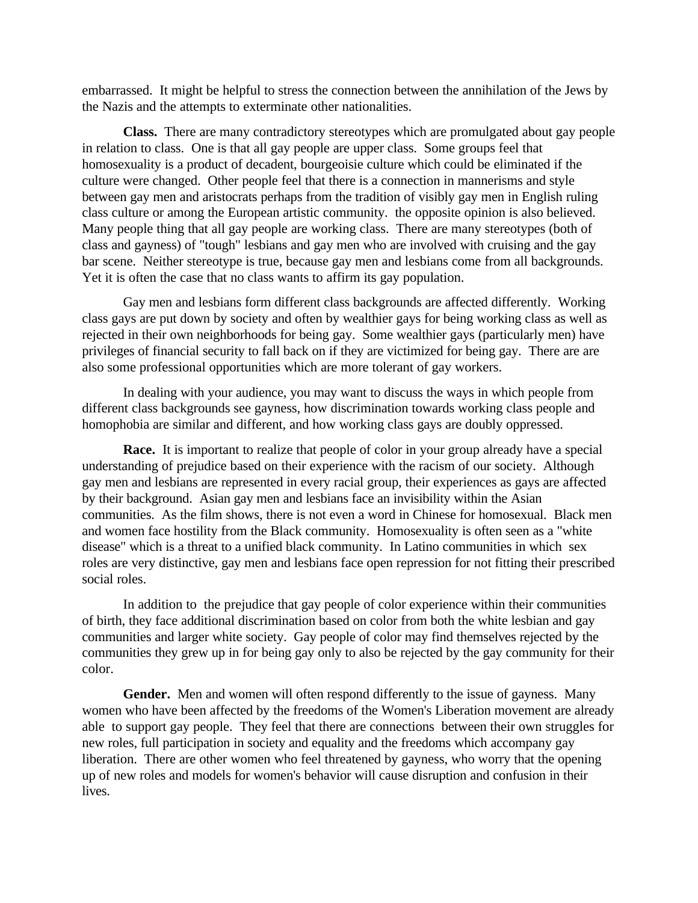embarrassed. It might be helpful to stress the connection between the annihilation of the Jews by the Nazis and the attempts to exterminate other nationalities.

**Class.** There are many contradictory stereotypes which are promulgated about gay people in relation to class. One is that all gay people are upper class. Some groups feel that homosexuality is a product of decadent, bourgeoisie culture which could be eliminated if the culture were changed. Other people feel that there is a connection in mannerisms and style between gay men and aristocrats perhaps from the tradition of visibly gay men in English ruling class culture or among the European artistic community. the opposite opinion is also believed. Many people thing that all gay people are working class. There are many stereotypes (both of class and gayness) of "tough" lesbians and gay men who are involved with cruising and the gay bar scene. Neither stereotype is true, because gay men and lesbians come from all backgrounds. Yet it is often the case that no class wants to affirm its gay population.

Gay men and lesbians form different class backgrounds are affected differently. Working class gays are put down by society and often by wealthier gays for being working class as well as rejected in their own neighborhoods for being gay. Some wealthier gays (particularly men) have privileges of financial security to fall back on if they are victimized for being gay. There are are also some professional opportunities which are more tolerant of gay workers.

In dealing with your audience, you may want to discuss the ways in which people from different class backgrounds see gayness, how discrimination towards working class people and homophobia are similar and different, and how working class gays are doubly oppressed.

**Race.** It is important to realize that people of color in your group already have a special understanding of prejudice based on their experience with the racism of our society. Although gay men and lesbians are represented in every racial group, their experiences as gays are affected by their background. Asian gay men and lesbians face an invisibility within the Asian communities. As the film shows, there is not even a word in Chinese for homosexual. Black men and women face hostility from the Black community. Homosexuality is often seen as a "white disease" which is a threat to a unified black community. In Latino communities in which sex roles are very distinctive, gay men and lesbians face open repression for not fitting their prescribed social roles.

In addition to the prejudice that gay people of color experience within their communities of birth, they face additional discrimination based on color from both the white lesbian and gay communities and larger white society. Gay people of color may find themselves rejected by the communities they grew up in for being gay only to also be rejected by the gay community for their color.

**Gender.** Men and women will often respond differently to the issue of gayness. Many women who have been affected by the freedoms of the Women's Liberation movement are already able to support gay people. They feel that there are connections between their own struggles for new roles, full participation in society and equality and the freedoms which accompany gay liberation. There are other women who feel threatened by gayness, who worry that the opening up of new roles and models for women's behavior will cause disruption and confusion in their lives.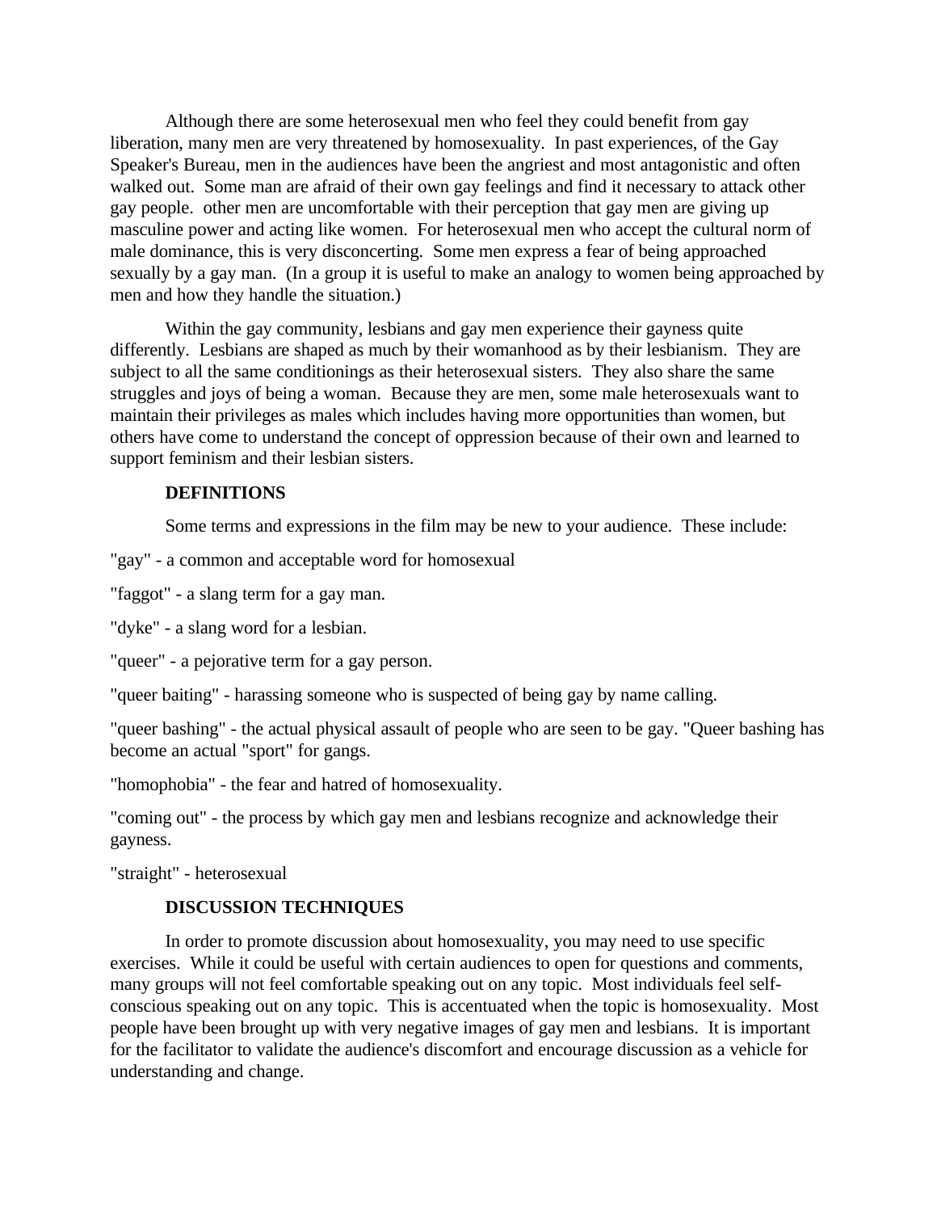Although there are some heterosexual men who feel they could benefit from gay liberation, many men are very threatened by homosexuality. In past experiences, of the Gay Speaker's Bureau, men in the audiences have been the angriest and most antagonistic and often walked out. Some man are afraid of their own gay feelings and find it necessary to attack other gay people. other men are uncomfortable with their perception that gay men are giving up masculine power and acting like women. For heterosexual men who accept the cultural norm of male dominance, this is very disconcerting. Some men express a fear of being approached sexually by a gay man. (In a group it is useful to make an analogy to women being approached by men and how they handle the situation.)

Within the gay community, lesbians and gay men experience their gayness quite differently. Lesbians are shaped as much by their womanhood as by their lesbianism. They are subject to all the same conditionings as their heterosexual sisters. They also share the same struggles and joys of being a woman. Because they are men, some male heterosexuals want to maintain their privileges as males which includes having more opportunities than women, but others have come to understand the concept of oppression because of their own and learned to support feminism and their lesbian sisters.

**DEFINITIONS**

Some terms and expressions in the film may be new to your audience. These include:

"gay" - a common and acceptable word for homosexual

"faggot" - a slang term for a gay man.

"dyke" - a slang word for a lesbian.

"queer" - a pejorative term for a gay person.

"queer baiting" - harassing someone who is suspected of being gay by name calling.

"queer bashing" - the actual physical assault of people who are seen to be gay. "Queer bashing has become an actual "sport" for gangs.

"homophobia" - the fear and hatred of homosexuality.

"coming out" - the process by which gay men and lesbians recognize and acknowledge their gayness.

"straight" - heterosexual

**DISCUSSION TECHNIQUES**

In order to promote discussion about homosexuality, you may need to use specific exercises. While it could be useful with certain audiences to open for questions and comments, many groups will not feel comfortable speaking out on any topic. Most individuals feel self-conscious speaking out on any topic. This is accentuated when the topic is homosexuality. Most people have been brought up with very negative images of gay men and lesbians. It is important for the facilitator to validate the audience's discomfort and encourage discussion as a vehicle for understanding and change.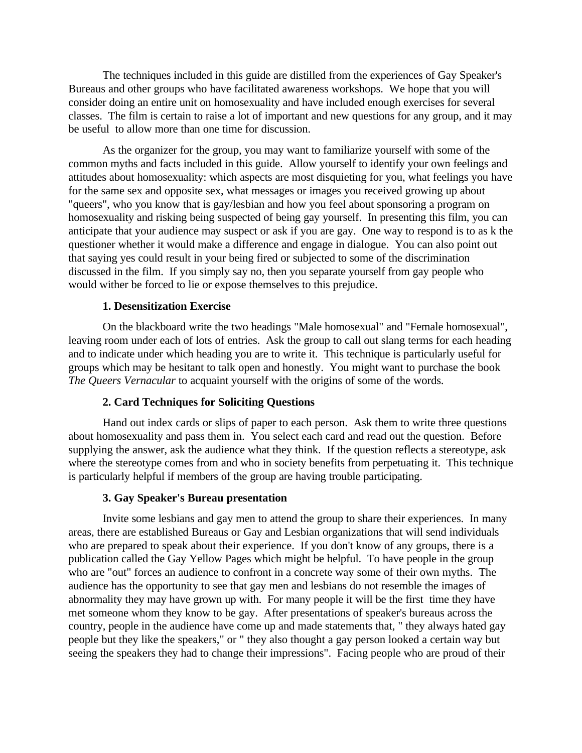The techniques included in this guide are distilled from the experiences of Gay Speaker's Bureaus and other groups who have facilitated awareness workshops. We hope that you will consider doing an entire unit on homosexuality and have included enough exercises for several classes. The film is certain to raise a lot of important and new questions for any group, and it may be useful to allow more than one time for discussion.

As the organizer for the group, you may want to familiarize yourself with some of the common myths and facts included in this guide. Allow yourself to identify your own feelings and attitudes about homosexuality: which aspects are most disquieting for you, what feelings you have for the same sex and opposite sex, what messages or images you received growing up about "queers", who you know that is gay/lesbian and how you feel about sponsoring a program on homosexuality and risking being suspected of being gay yourself. In presenting this film, you can anticipate that your audience may suspect or ask if you are gay. One way to respond is to as k the questioner whether it would make a difference and engage in dialogue. You can also point out that saying yes could result in your being fired or subjected to some of the discrimination discussed in the film. If you simply say no, then you separate yourself from gay people who would wither be forced to lie or expose themselves to this prejudice.

**1. Desensitization Exercise**

On the blackboard write the two headings "Male homosexual" and "Female homosexual", leaving room under each of lots of entries. Ask the group to call out slang terms for each heading and to indicate under which heading you are to write it. This technique is particularly useful for groups which may be hesitant to talk open and honestly. You might want to purchase the book *The Queers Vernacular* to acquaint yourself with the origins of some of the words.

**2. Card Techniques for Soliciting Questions**

Hand out index cards or slips of paper to each person. Ask them to write three questions about homosexuality and pass them in. You select each card and read out the question. Before supplying the answer, ask the audience what they think. If the question reflects a stereotype, ask where the stereotype comes from and who in society benefits from perpetuating it. This technique is particularly helpful if members of the group are having trouble participating.

**3. Gay Speaker's Bureau presentation**

Invite some lesbians and gay men to attend the group to share their experiences. In many areas, there are established Bureaus or Gay and Lesbian organizations that will send individuals who are prepared to speak about their experience. If you don't know of any groups, there is a publication called the Gay Yellow Pages which might be helpful. To have people in the group who are "out" forces an audience to confront in a concrete way some of their own myths. The audience has the opportunity to see that gay men and lesbians do not resemble the images of abnormality they may have grown up with. For many people it will be the first time they have met someone whom they know to be gay. After presentations of speaker's bureaus across the country, people in the audience have come up and made statements that, " they always hated gay people but they like the speakers," or " they also thought a gay person looked a certain way but seeing the speakers they had to change their impressions". Facing people who are proud of their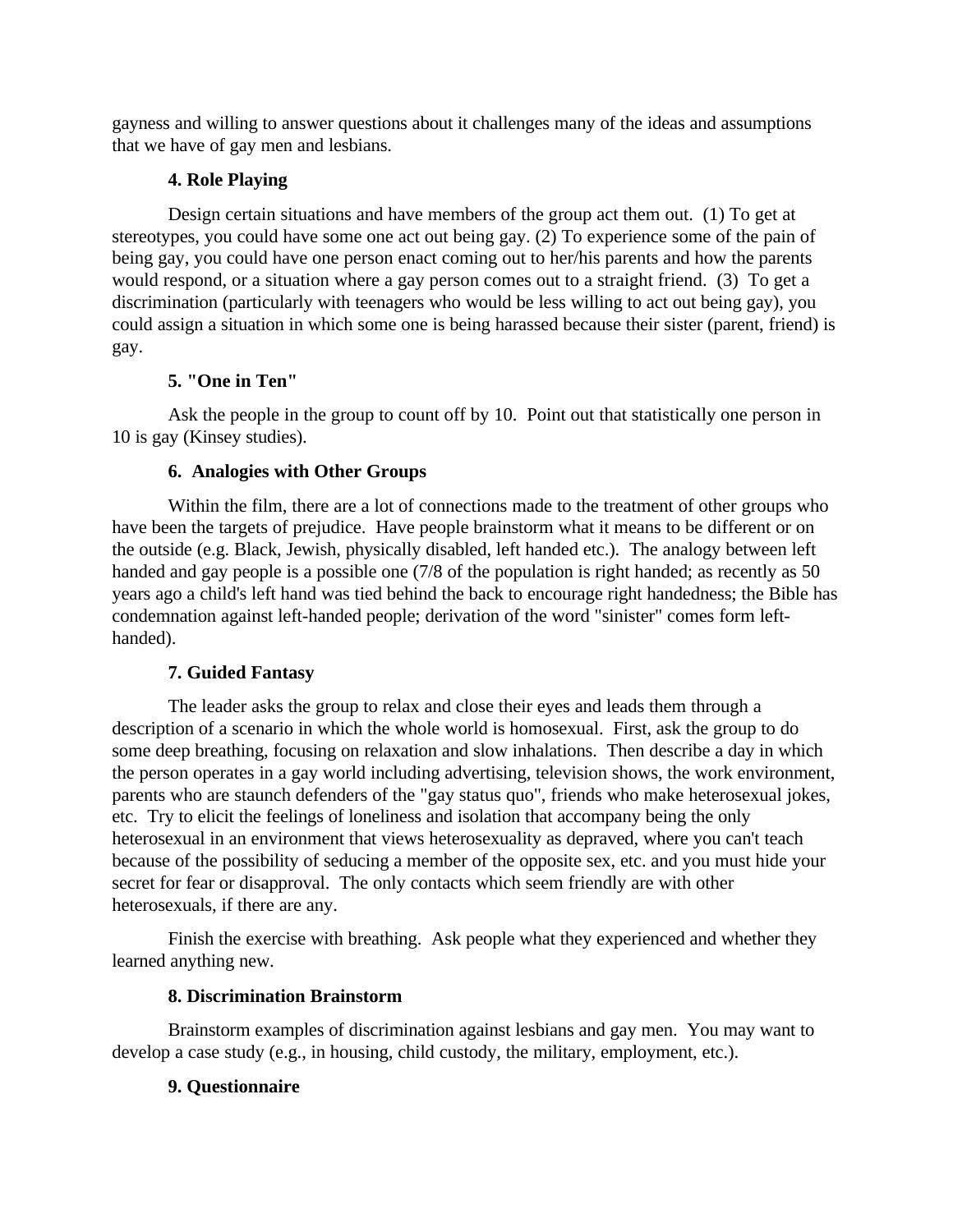gayness and willing to answer questions about it challenges many of the ideas and assumptions that we have of gay men and lesbians.

**4. Role Playing**

Design certain situations and have members of the group act them out. (1) To get at stereotypes, you could have some one act out being gay. (2) To experience some of the pain of being gay, you could have one person enact coming out to her/his parents and how the parents would respond, or a situation where a gay person comes out to a straight friend. (3) To get a discrimination (particularly with teenagers who would be less willing to act out being gay), you could assign a situation in which some one is being harassed because their sister (parent, friend) is gay.

**5. "One in Ten"**

Ask the people in the group to count off by 10. Point out that statistically one person in 10 is gay (Kinsey studies).

**6. Analogies with Other Groups**

Within the film, there are a lot of connections made to the treatment of other groups who have been the targets of prejudice. Have people brainstorm what it means to be different or on the outside (e.g. Black, Jewish, physically disabled, left handed etc.). The analogy between left handed and gay people is a possible one (7/8 of the population is right handed; as recently as 50 years ago a child's left hand was tied behind the back to encourage right handedness; the Bible has condemnation against left-handed people; derivation of the word "sinister" comes form left-handed).

**7. Guided Fantasy**

The leader asks the group to relax and close their eyes and leads them through a description of a scenario in which the whole world is homosexual. First, ask the group to do some deep breathing, focusing on relaxation and slow inhalations. Then describe a day in which the person operates in a gay world including advertising, television shows, the work environment, parents who are staunch defenders of the "gay status quo", friends who make heterosexual jokes, etc. Try to elicit the feelings of loneliness and isolation that accompany being the only heterosexual in an environment that views heterosexuality as depraved, where you can't teach because of the possibility of seducing a member of the opposite sex, etc. and you must hide your secret for fear or disapproval. The only contacts which seem friendly are with other heterosexuals, if there are any.

Finish the exercise with breathing. Ask people what they experienced and whether they learned anything new.

**8. Discrimination Brainstorm**

Brainstorm examples of discrimination against lesbians and gay men. You may want to develop a case study (e.g., in housing, child custody, the military, employment, etc.).

**9. Questionnaire**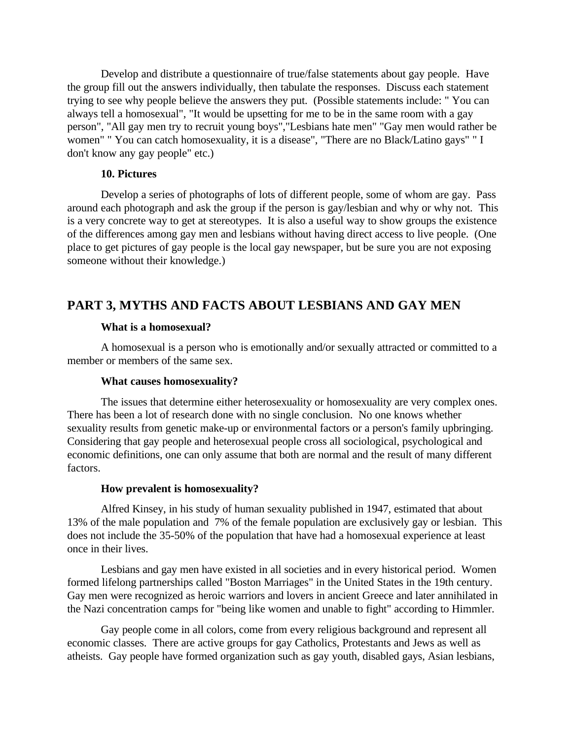Develop and distribute a questionnaire of true/false statements about gay people. Have the group fill out the answers individually, then tabulate the responses. Discuss each statement trying to see why people believe the answers they put. (Possible statements include: " You can always tell a homosexual", "It would be upsetting for me to be in the same room with a gay person", "All gay men try to recruit young boys","Lesbians hate men" "Gay men would rather be women" " You can catch homosexuality, it is a disease", "There are no Black/Latino gays" " I don't know any gay people" etc.)

**10. Pictures**

Develop a series of photographs of lots of different people, some of whom are gay. Pass around each photograph and ask the group if the person is gay/lesbian and why or why not. This is a very concrete way to get at stereotypes. It is also a useful way to show groups the existence of the differences among gay men and lesbians without having direct access to live people. (One place to get pictures of gay people is the local gay newspaper, but be sure you are not exposing someone without their knowledge.)

## PART 3, MYTHS AND FACTS ABOUT LESBIANS AND GAY MEN

**What is a homosexual?**

A homosexual is a person who is emotionally and/or sexually attracted or committed to a member or members of the same sex.

**What causes homosexuality?**

The issues that determine either heterosexuality or homosexuality are very complex ones. There has been a lot of research done with no single conclusion. No one knows whether sexuality results from genetic make-up or environmental factors or a person's family upbringing. Considering that gay people and heterosexual people cross all sociological, psychological and economic definitions, one can only assume that both are normal and the result of many different factors.

**How prevalent is homosexuality?**

Alfred Kinsey, in his study of human sexuality published in 1947, estimated that about 13% of the male population and 7% of the female population are exclusively gay or lesbian. This does not include the 35-50% of the population that have had a homosexual experience at least once in their lives.

Lesbians and gay men have existed in all societies and in every historical period. Women formed lifelong partnerships called "Boston Marriages" in the United States in the 19th century. Gay men were recognized as heroic warriors and lovers in ancient Greece and later annihilated in the Nazi concentration camps for "being like women and unable to fight" according to Himmler.

Gay people come in all colors, come from every religious background and represent all economic classes. There are active groups for gay Catholics, Protestants and Jews as well as atheists. Gay people have formed organization such as gay youth, disabled gays, Asian lesbians,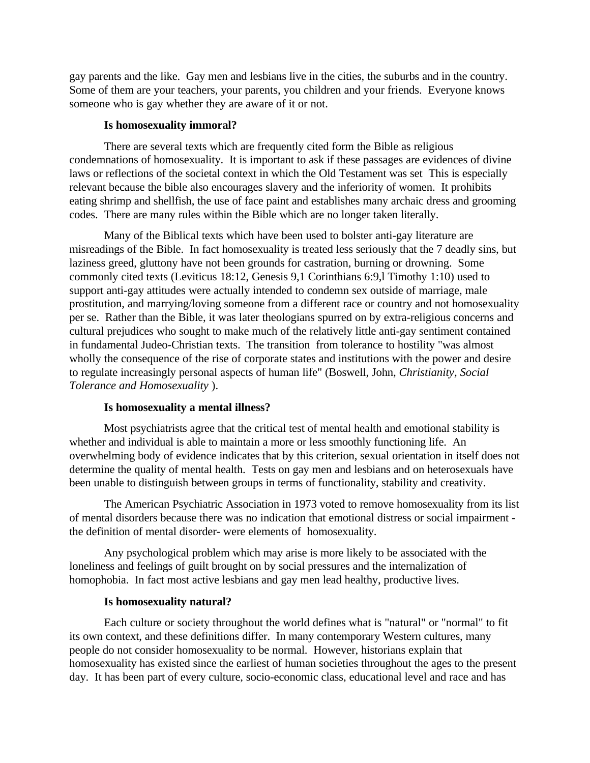gay parents and the like. Gay men and lesbians live in the cities, the suburbs and in the country. Some of them are your teachers, your parents, you children and your friends. Everyone knows someone who is gay whether they are aware of it or not.

**Is homosexuality immoral?**

There are several texts which are frequently cited form the Bible as religious condemnations of homosexuality. It is important to ask if these passages are evidences of divine laws or reflections of the societal context in which the Old Testament was set This is especially relevant because the bible also encourages slavery and the inferiority of women. It prohibits eating shrimp and shellfish, the use of face paint and establishes many archaic dress and grooming codes. There are many rules within the Bible which are no longer taken literally.

Many of the Biblical texts which have been used to bolster anti-gay literature are misreadings of the Bible. In fact homosexuality is treated less seriously that the 7 deadly sins, but laziness greed, gluttony have not been grounds for castration, burning or drowning. Some commonly cited texts (Leviticus 18:12, Genesis 9,1 Corinthians 6:9,l Timothy 1:10) used to support anti-gay attitudes were actually intended to condemn sex outside of marriage, male prostitution, and marrying/loving someone from a different race or country and not homosexuality per se. Rather than the Bible, it was later theologians spurred on by extra-religious concerns and cultural prejudices who sought to make much of the relatively little anti-gay sentiment contained in fundamental Judeo-Christian texts. The transition from tolerance to hostility "was almost wholly the consequence of the rise of corporate states and institutions with the power and desire to regulate increasingly personal aspects of human life" (Boswell, John, *Christianity, Social Tolerance and Homosexuality* ).

**Is homosexuality a mental illness?**

Most psychiatrists agree that the critical test of mental health and emotional stability is whether and individual is able to maintain a more or less smoothly functioning life. An overwhelming body of evidence indicates that by this criterion, sexual orientation in itself does not determine the quality of mental health. Tests on gay men and lesbians and on heterosexuals have been unable to distinguish between groups in terms of functionality, stability and creativity.

The American Psychiatric Association in 1973 voted to remove homosexuality from its list of mental disorders because there was no indication that emotional distress or social impairment - the definition of mental disorder- were elements of homosexuality.

Any psychological problem which may arise is more likely to be associated with the loneliness and feelings of guilt brought on by social pressures and the internalization of homophobia. In fact most active lesbians and gay men lead healthy, productive lives.

**Is homosexuality natural?**

Each culture or society throughout the world defines what is "natural" or "normal" to fit its own context, and these definitions differ. In many contemporary Western cultures, many people do not consider homosexuality to be normal. However, historians explain that homosexuality has existed since the earliest of human societies throughout the ages to the present day. It has been part of every culture, socio-economic class, educational level and race and has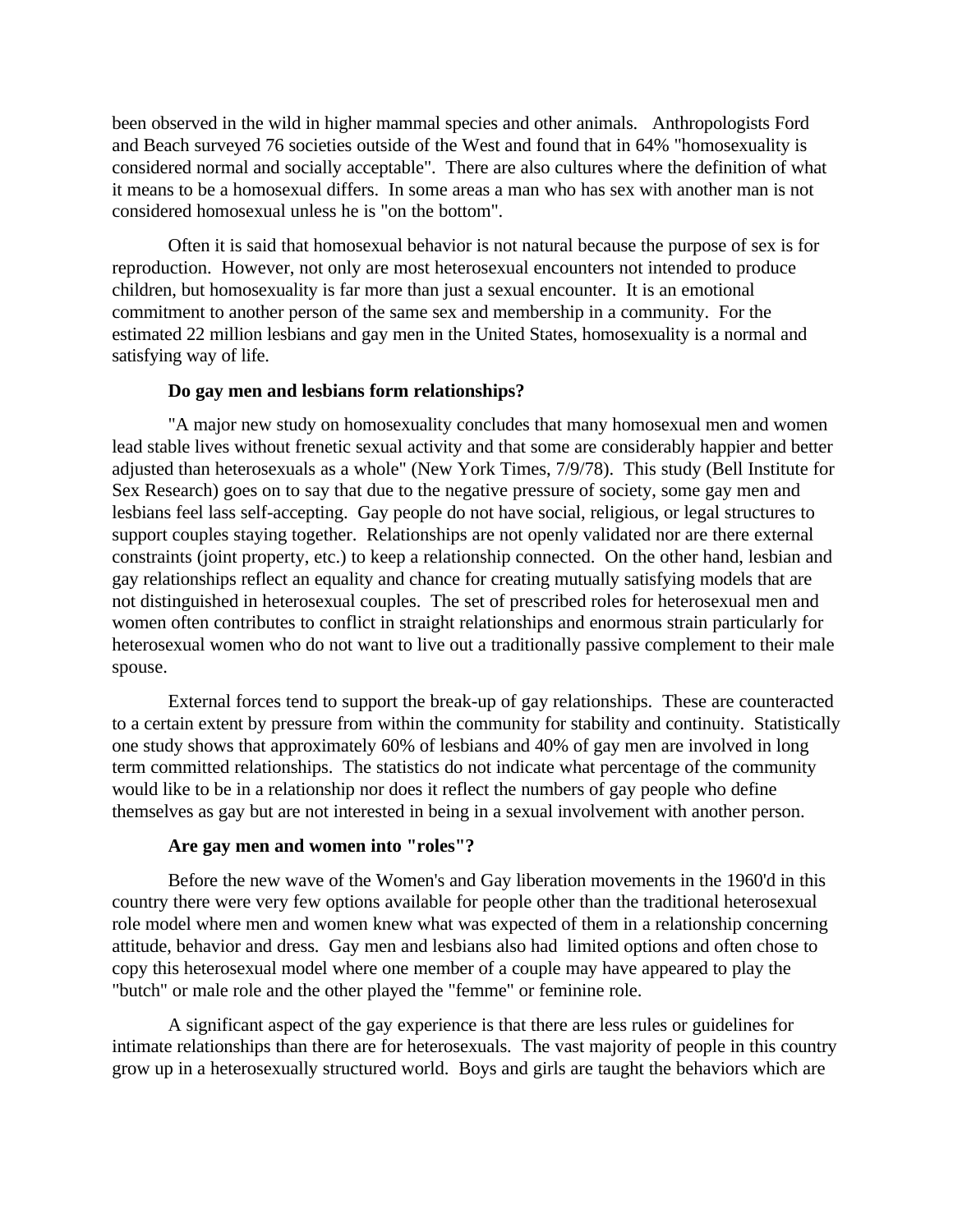been observed in the wild in higher mammal species and other animals. Anthropologists Ford and Beach surveyed 76 societies outside of the West and found that in 64% "homosexuality is considered normal and socially acceptable". There are also cultures where the definition of what it means to be a homosexual differs. In some areas a man who has sex with another man is not considered homosexual unless he is "on the bottom".

Often it is said that homosexual behavior is not natural because the purpose of sex is for reproduction. However, not only are most heterosexual encounters not intended to produce children, but homosexuality is far more than just a sexual encounter. It is an emotional commitment to another person of the same sex and membership in a community. For the estimated 22 million lesbians and gay men in the United States, homosexuality is a normal and satisfying way of life.

**Do gay men and lesbians form relationships?**

"A major new study on homosexuality concludes that many homosexual men and women lead stable lives without frenetic sexual activity and that some are considerably happier and better adjusted than heterosexuals as a whole" (New York Times, 7/9/78). This study (Bell Institute for Sex Research) goes on to say that due to the negative pressure of society, some gay men and lesbians feel lass self-accepting. Gay people do not have social, religious, or legal structures to support couples staying together. Relationships are not openly validated nor are there external constraints (joint property, etc.) to keep a relationship connected. On the other hand, lesbian and gay relationships reflect an equality and chance for creating mutually satisfying models that are not distinguished in heterosexual couples. The set of prescribed roles for heterosexual men and women often contributes to conflict in straight relationships and enormous strain particularly for heterosexual women who do not want to live out a traditionally passive complement to their male spouse.

External forces tend to support the break-up of gay relationships. These are counteracted to a certain extent by pressure from within the community for stability and continuity. Statistically one study shows that approximately 60% of lesbians and 40% of gay men are involved in long term committed relationships. The statistics do not indicate what percentage of the community would like to be in a relationship nor does it reflect the numbers of gay people who define themselves as gay but are not interested in being in a sexual involvement with another person.

**Are gay men and women into "roles"?**

Before the new wave of the Women's and Gay liberation movements in the 1960'd in this country there were very few options available for people other than the traditional heterosexual role model where men and women knew what was expected of them in a relationship concerning attitude, behavior and dress. Gay men and lesbians also had limited options and often chose to copy this heterosexual model where one member of a couple may have appeared to play the "butch" or male role and the other played the "femme" or feminine role.

A significant aspect of the gay experience is that there are less rules or guidelines for intimate relationships than there are for heterosexuals. The vast majority of people in this country grow up in a heterosexually structured world. Boys and girls are taught the behaviors which are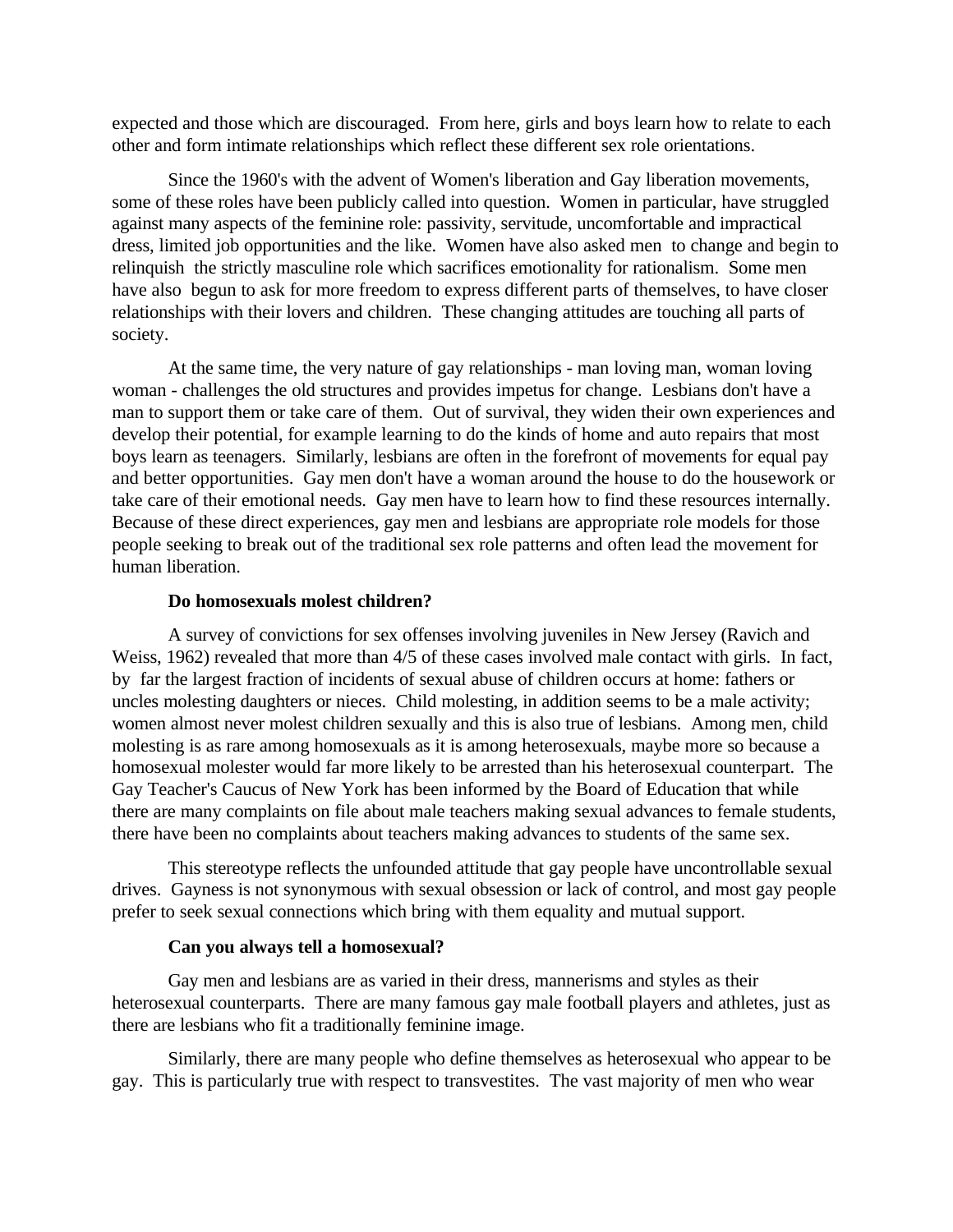expected and those which are discouraged. From here, girls and boys learn how to relate to each other and form intimate relationships which reflect these different sex role orientations.

Since the 1960's with the advent of Women's liberation and Gay liberation movements, some of these roles have been publicly called into question. Women in particular, have struggled against many aspects of the feminine role: passivity, servitude, uncomfortable and impractical dress, limited job opportunities and the like. Women have also asked men to change and begin to relinquish the strictly masculine role which sacrifices emotionality for rationalism. Some men have also begun to ask for more freedom to express different parts of themselves, to have closer relationships with their lovers and children. These changing attitudes are touching all parts of society.

At the same time, the very nature of gay relationships - man loving man, woman loving woman - challenges the old structures and provides impetus for change. Lesbians don't have a man to support them or take care of them. Out of survival, they widen their own experiences and develop their potential, for example learning to do the kinds of home and auto repairs that most boys learn as teenagers. Similarly, lesbians are often in the forefront of movements for equal pay and better opportunities. Gay men don't have a woman around the house to do the housework or take care of their emotional needs. Gay men have to learn how to find these resources internally. Because of these direct experiences, gay men and lesbians are appropriate role models for those people seeking to break out of the traditional sex role patterns and often lead the movement for human liberation.

**Do homosexuals molest children?**

A survey of convictions for sex offenses involving juveniles in New Jersey (Ravich and Weiss, 1962) revealed that more than 4/5 of these cases involved male contact with girls. In fact, by far the largest fraction of incidents of sexual abuse of children occurs at home: fathers or uncles molesting daughters or nieces. Child molesting, in addition seems to be a male activity; women almost never molest children sexually and this is also true of lesbians. Among men, child molesting is as rare among homosexuals as it is among heterosexuals, maybe more so because a homosexual molester would far more likely to be arrested than his heterosexual counterpart. The Gay Teacher's Caucus of New York has been informed by the Board of Education that while there are many complaints on file about male teachers making sexual advances to female students, there have been no complaints about teachers making advances to students of the same sex.

This stereotype reflects the unfounded attitude that gay people have uncontrollable sexual drives. Gayness is not synonymous with sexual obsession or lack of control, and most gay people prefer to seek sexual connections which bring with them equality and mutual support.

**Can you always tell a homosexual?**

Gay men and lesbians are as varied in their dress, mannerisms and styles as their heterosexual counterparts. There are many famous gay male football players and athletes, just as there are lesbians who fit a traditionally feminine image.

Similarly, there are many people who define themselves as heterosexual who appear to be gay. This is particularly true with respect to transvestites. The vast majority of men who wear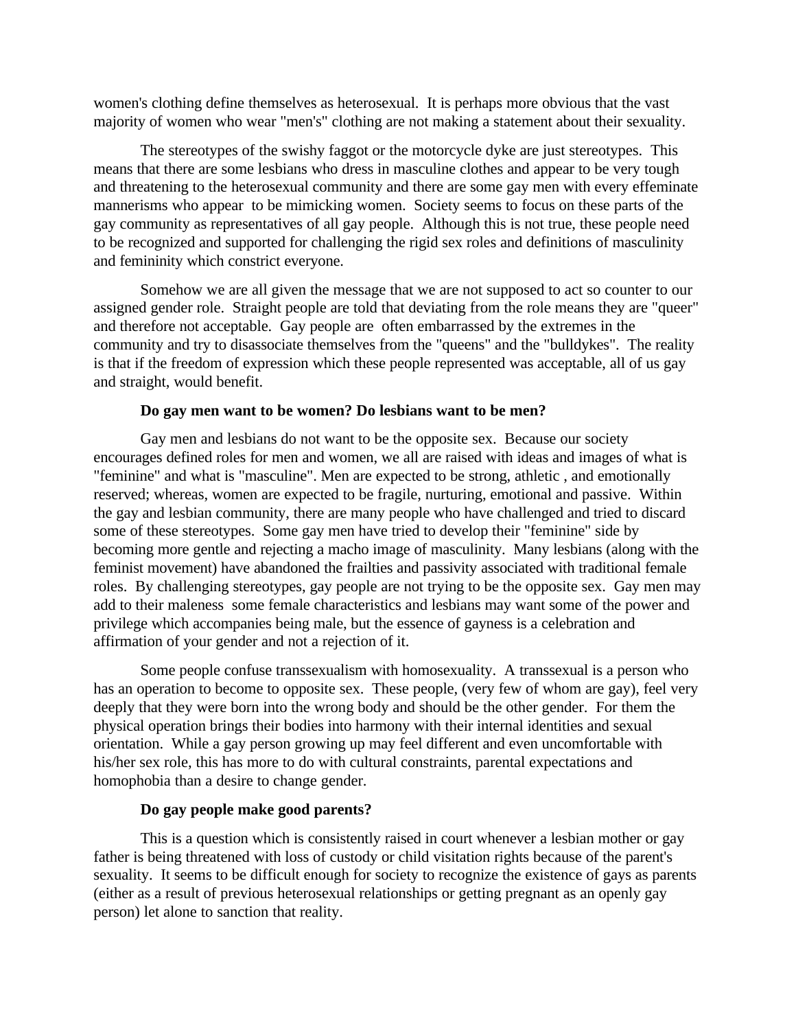women's clothing define themselves as heterosexual. It is perhaps more obvious that the vast majority of women who wear "men's" clothing are not making a statement about their sexuality.

The stereotypes of the swishy faggot or the motorcycle dyke are just stereotypes. This means that there are some lesbians who dress in masculine clothes and appear to be very tough and threatening to the heterosexual community and there are some gay men with every effeminate mannerisms who appear to be mimicking women. Society seems to focus on these parts of the gay community as representatives of all gay people. Although this is not true, these people need to be recognized and supported for challenging the rigid sex roles and definitions of masculinity and femininity which constrict everyone.

Somehow we are all given the message that we are not supposed to act so counter to our assigned gender role. Straight people are told that deviating from the role means they are "queer" and therefore not acceptable. Gay people are often embarrassed by the extremes in the community and try to disassociate themselves from the "queens" and the "bulldykes". The reality is that if the freedom of expression which these people represented was acceptable, all of us gay and straight, would benefit.

**Do gay men want to be women? Do lesbians want to be men?**

Gay men and lesbians do not want to be the opposite sex. Because our society encourages defined roles for men and women, we all are raised with ideas and images of what is "feminine" and what is "masculine". Men are expected to be strong, athletic , and emotionally reserved; whereas, women are expected to be fragile, nurturing, emotional and passive. Within the gay and lesbian community, there are many people who have challenged and tried to discard some of these stereotypes. Some gay men have tried to develop their "feminine" side by becoming more gentle and rejecting a macho image of masculinity. Many lesbians (along with the feminist movement) have abandoned the frailties and passivity associated with traditional female roles. By challenging stereotypes, gay people are not trying to be the opposite sex. Gay men may add to their maleness some female characteristics and lesbians may want some of the power and privilege which accompanies being male, but the essence of gayness is a celebration and affirmation of your gender and not a rejection of it.

Some people confuse transsexualism with homosexuality. A transsexual is a person who has an operation to become to opposite sex. These people, (very few of whom are gay), feel very deeply that they were born into the wrong body and should be the other gender. For them the physical operation brings their bodies into harmony with their internal identities and sexual orientation. While a gay person growing up may feel different and even uncomfortable with his/her sex role, this has more to do with cultural constraints, parental expectations and homophobia than a desire to change gender.

**Do gay people make good parents?**

This is a question which is consistently raised in court whenever a lesbian mother or gay father is being threatened with loss of custody or child visitation rights because of the parent's sexuality. It seems to be difficult enough for society to recognize the existence of gays as parents (either as a result of previous heterosexual relationships or getting pregnant as an openly gay person) let alone to sanction that reality.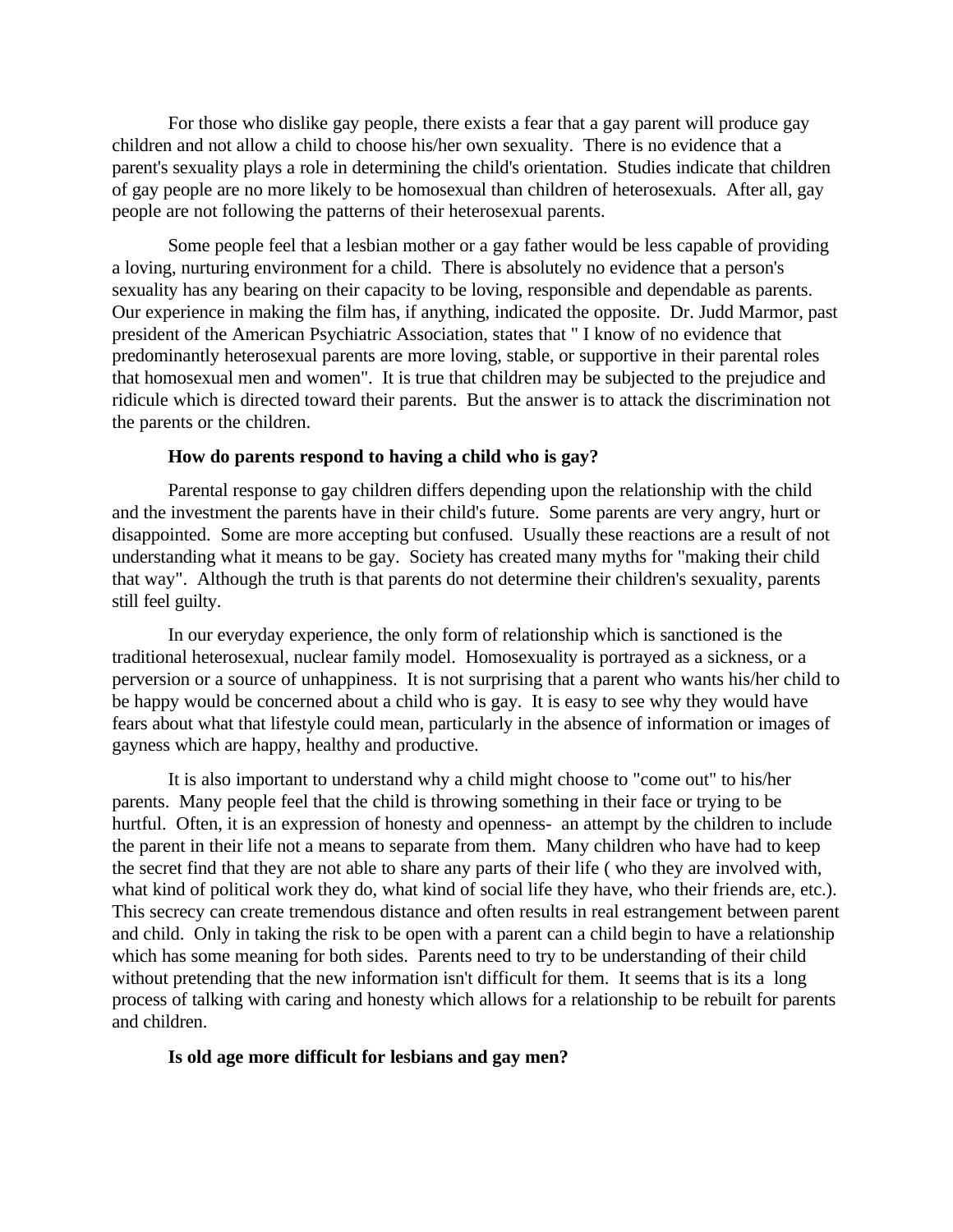For those who dislike gay people, there exists a fear that a gay parent will produce gay children and not allow a child to choose his/her own sexuality. There is no evidence that a parent's sexuality plays a role in determining the child's orientation. Studies indicate that children of gay people are no more likely to be homosexual than children of heterosexuals. After all, gay people are not following the patterns of their heterosexual parents.

Some people feel that a lesbian mother or a gay father would be less capable of providing a loving, nurturing environment for a child. There is absolutely no evidence that a person's sexuality has any bearing on their capacity to be loving, responsible and dependable as parents. Our experience in making the film has, if anything, indicated the opposite. Dr. Judd Marmor, past president of the American Psychiatric Association, states that " I know of no evidence that predominantly heterosexual parents are more loving, stable, or supportive in their parental roles that homosexual men and women". It is true that children may be subjected to the prejudice and ridicule which is directed toward their parents. But the answer is to attack the discrimination not the parents or the children.

**How do parents respond to having a child who is gay?**

Parental response to gay children differs depending upon the relationship with the child and the investment the parents have in their child's future. Some parents are very angry, hurt or disappointed. Some are more accepting but confused. Usually these reactions are a result of not understanding what it means to be gay. Society has created many myths for "making their child that way". Although the truth is that parents do not determine their children's sexuality, parents still feel guilty.

In our everyday experience, the only form of relationship which is sanctioned is the traditional heterosexual, nuclear family model. Homosexuality is portrayed as a sickness, or a perversion or a source of unhappiness. It is not surprising that a parent who wants his/her child to be happy would be concerned about a child who is gay. It is easy to see why they would have fears about what that lifestyle could mean, particularly in the absence of information or images of gayness which are happy, healthy and productive.

It is also important to understand why a child might choose to "come out" to his/her parents. Many people feel that the child is throwing something in their face or trying to be hurtful. Often, it is an expression of honesty and openness- an attempt by the children to include the parent in their life not a means to separate from them. Many children who have had to keep the secret find that they are not able to share any parts of their life ( who they are involved with, what kind of political work they do, what kind of social life they have, who their friends are, etc.). This secrecy can create tremendous distance and often results in real estrangement between parent and child. Only in taking the risk to be open with a parent can a child begin to have a relationship which has some meaning for both sides. Parents need to try to be understanding of their child without pretending that the new information isn't difficult for them. It seems that is its a long process of talking with caring and honesty which allows for a relationship to be rebuilt for parents and children.

**Is old age more difficult for lesbians and gay men?**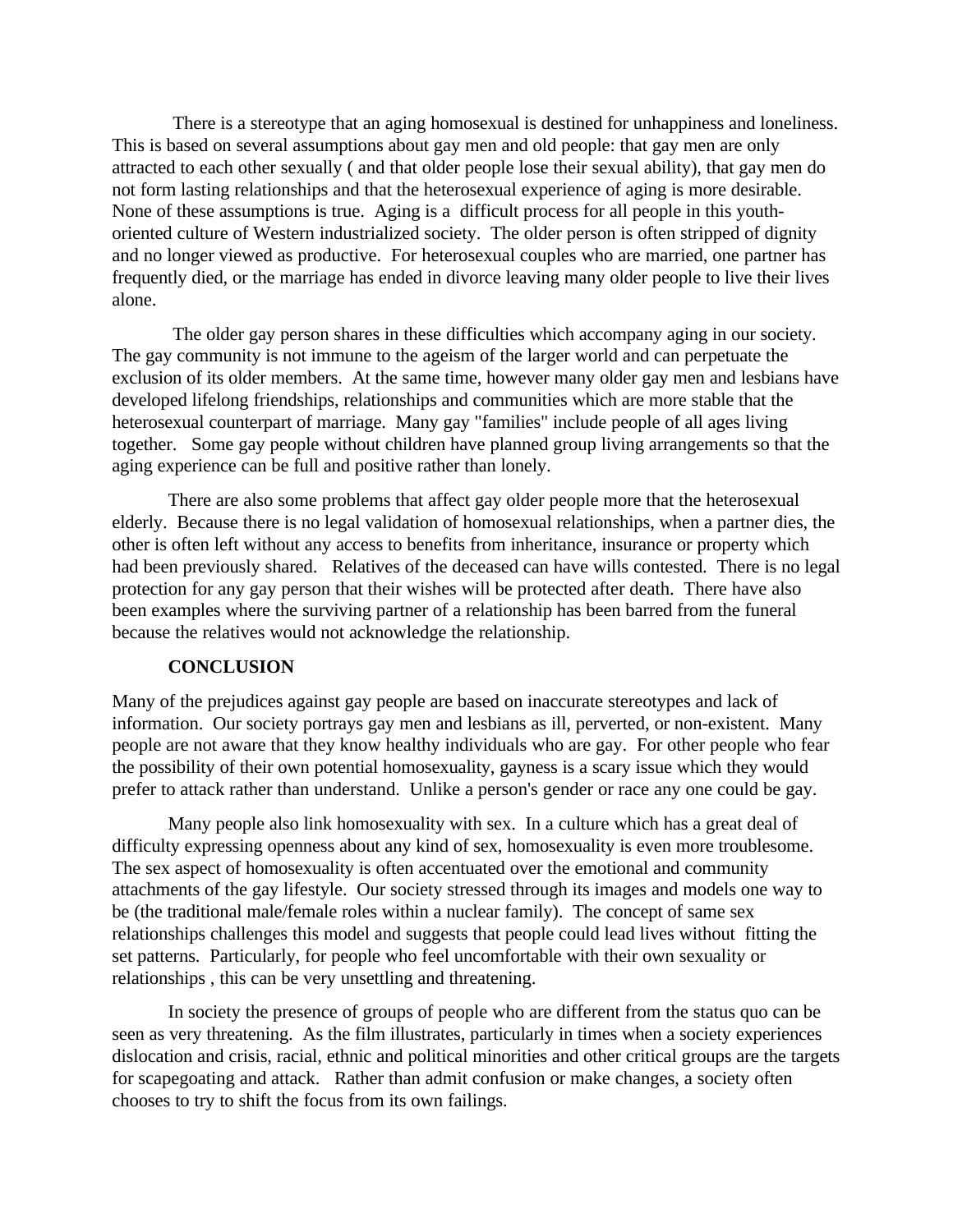There is a stereotype that an aging homosexual is destined for unhappiness and loneliness. This is based on several assumptions about gay men and old people: that gay men are only attracted to each other sexually ( and that older people lose their sexual ability), that gay men do not form lasting relationships and that the heterosexual experience of aging is more desirable. None of these assumptions is true. Aging is a difficult process for all people in this youth-oriented culture of Western industrialized society. The older person is often stripped of dignity and no longer viewed as productive. For heterosexual couples who are married, one partner has frequently died, or the marriage has ended in divorce leaving many older people to live their lives alone.

The older gay person shares in these difficulties which accompany aging in our society. The gay community is not immune to the ageism of the larger world and can perpetuate the exclusion of its older members. At the same time, however many older gay men and lesbians have developed lifelong friendships, relationships and communities which are more stable that the heterosexual counterpart of marriage. Many gay "families" include people of all ages living together. Some gay people without children have planned group living arrangements so that the aging experience can be full and positive rather than lonely.

There are also some problems that affect gay older people more that the heterosexual elderly. Because there is no legal validation of homosexual relationships, when a partner dies, the other is often left without any access to benefits from inheritance, insurance or property which had been previously shared. Relatives of the deceased can have wills contested. There is no legal protection for any gay person that their wishes will be protected after death. There have also been examples where the surviving partner of a relationship has been barred from the funeral because the relatives would not acknowledge the relationship.

**CONCLUSION**

Many of the prejudices against gay people are based on inaccurate stereotypes and lack of information. Our society portrays gay men and lesbians as ill, perverted, or non-existent. Many people are not aware that they know healthy individuals who are gay. For other people who fear the possibility of their own potential homosexuality, gayness is a scary issue which they would prefer to attack rather than understand. Unlike a person's gender or race any one could be gay.

Many people also link homosexuality with sex. In a culture which has a great deal of difficulty expressing openness about any kind of sex, homosexuality is even more troublesome. The sex aspect of homosexuality is often accentuated over the emotional and community attachments of the gay lifestyle. Our society stressed through its images and models one way to be (the traditional male/female roles within a nuclear family). The concept of same sex relationships challenges this model and suggests that people could lead lives without fitting the set patterns. Particularly, for people who feel uncomfortable with their own sexuality or relationships , this can be very unsettling and threatening.

In society the presence of groups of people who are different from the status quo can be seen as very threatening. As the film illustrates, particularly in times when a society experiences dislocation and crisis, racial, ethnic and political minorities and other critical groups are the targets for scapegoating and attack. Rather than admit confusion or make changes, a society often chooses to try to shift the focus from its own failings.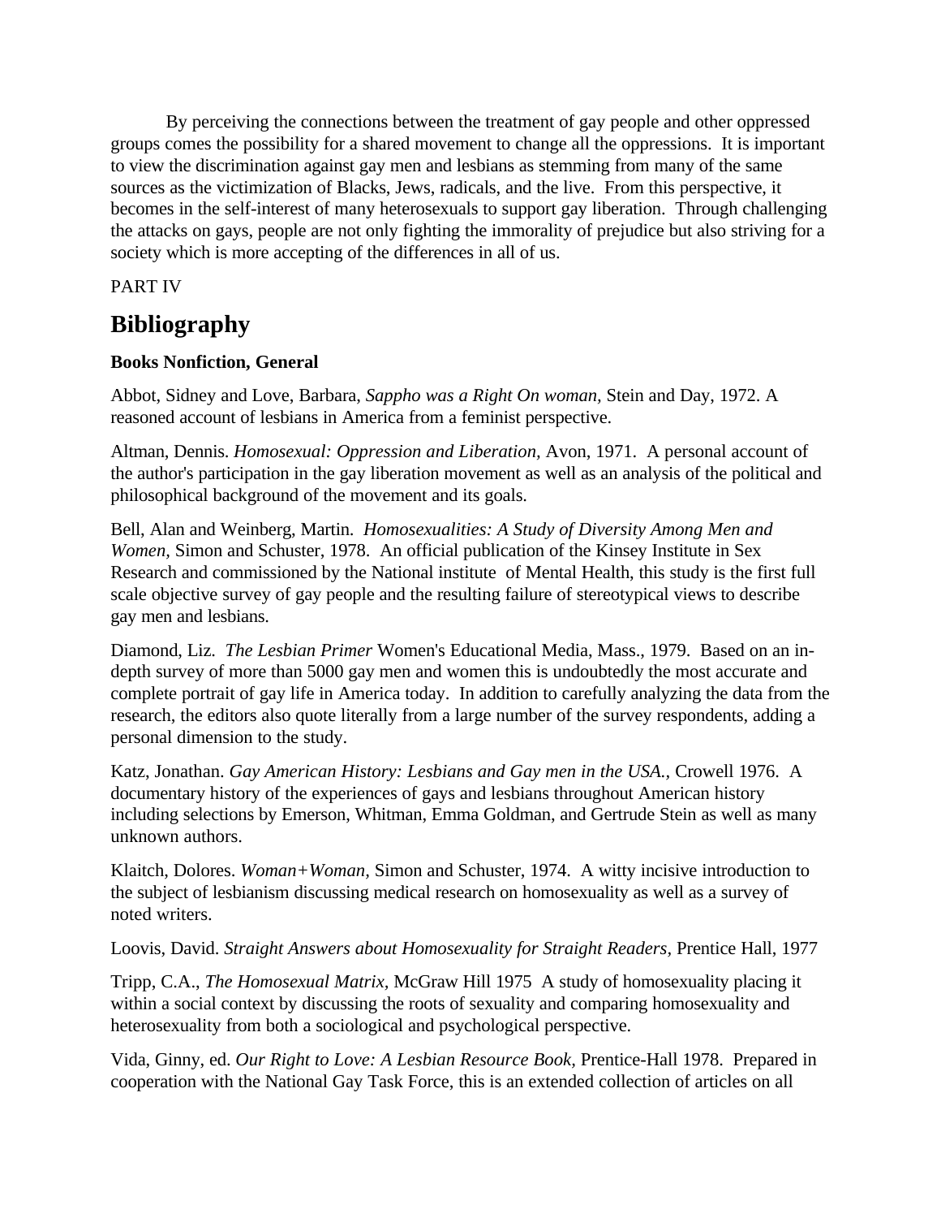By perceiving the connections between the treatment of gay people and other oppressed groups comes the possibility for a shared movement to change all the oppressions. It is important to view the discrimination against gay men and lesbians as stemming from many of the same sources as the victimization of Blacks, Jews, radicals, and the live. From this perspective, it becomes in the self-interest of many heterosexuals to support gay liberation. Through challenging the attacks on gays, people are not only fighting the immorality of prejudice but also striving for a society which is more accepting of the differences in all of us.

PART IV

# Bibliography

**Books Nonfiction, General**

Abbot, Sidney and Love, Barbara, *Sappho was a Right On woman,* Stein and Day, 1972. A reasoned account of lesbians in America from a feminist perspective.

Altman, Dennis. *Homosexual: Oppression and Liberation,* Avon, 1971. A personal account of the author's participation in the gay liberation movement as well as an analysis of the political and philosophical background of the movement and its goals.

Bell, Alan and Weinberg, Martin. *Homosexualities: A Study of Diversity Among Men and Women,* Simon and Schuster, 1978. An official publication of the Kinsey Institute in Sex Research and commissioned by the National institute of Mental Health, this study is the first full scale objective survey of gay people and the resulting failure of stereotypical views to describe gay men and lesbians.

Diamond, Liz. *The Lesbian Primer* Women's Educational Media, Mass., 1979. Based on an in-depth survey of more than 5000 gay men and women this is undoubtedly the most accurate and complete portrait of gay life in America today. In addition to carefully analyzing the data from the research, the editors also quote literally from a large number of the survey respondents, adding a personal dimension to the study.

Katz, Jonathan. *Gay American History: Lesbians and Gay men in the USA.,* Crowell 1976. A documentary history of the experiences of gays and lesbians throughout American history including selections by Emerson, Whitman, Emma Goldman, and Gertrude Stein as well as many unknown authors.

Klaitch, Dolores. *Woman+Woman,* Simon and Schuster, 1974. A witty incisive introduction to the subject of lesbianism discussing medical research on homosexuality as well as a survey of noted writers.

Loovis, David. *Straight Answers about Homosexuality for Straight Readers,* Prentice Hall, 1977

Tripp, C.A., *The Homosexual Matrix,* McGraw Hill 1975 A study of homosexuality placing it within a social context by discussing the roots of sexuality and comparing homosexuality and heterosexuality from both a sociological and psychological perspective.

Vida, Ginny, ed. *Our Right to Love: A Lesbian Resource Book,* Prentice-Hall 1978. Prepared in cooperation with the National Gay Task Force, this is an extended collection of articles on all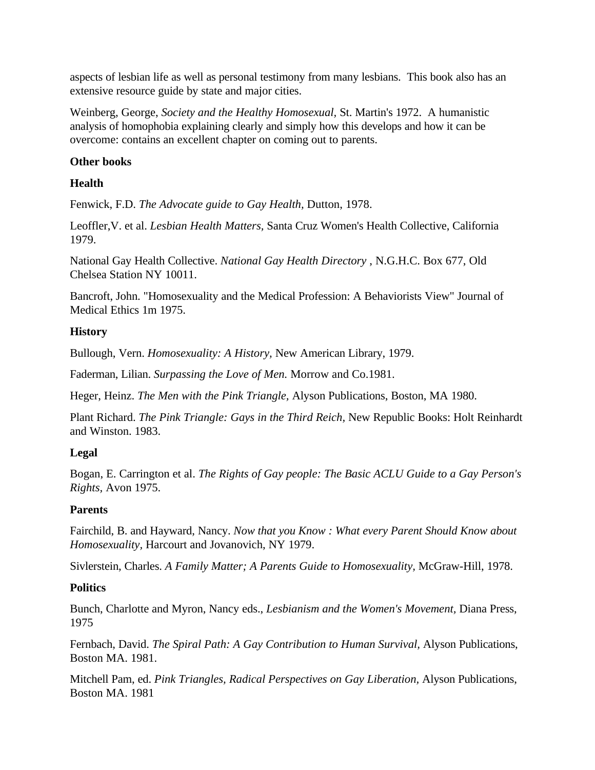aspects of lesbian life as well as personal testimony from many lesbians. This book also has an extensive resource guide by state and major cities.

Weinberg, George, *Society and the Healthy Homosexual,* St. Martin's 1972. A humanistic analysis of homophobia explaining clearly and simply how this develops and how it can be overcome: contains an excellent chapter on coming out to parents.

**Other books**

**Health**

Fenwick, F.D. *The Advocate guide to Gay Health,* Dutton, 1978.

Leoffler,V. et al. *Lesbian Health Matters,* Santa Cruz Women's Health Collective, California 1979.

National Gay Health Collective. *National Gay Health Directory* , N.G.H.C. Box 677, Old Chelsea Station NY 10011.

Bancroft, John. "Homosexuality and the Medical Profession: A Behaviorists View" Journal of Medical Ethics 1m 1975.

**History**

Bullough, Vern. *Homosexuality: A History,* New American Library, 1979.

Faderman, Lilian. *Surpassing the Love of Men.* Morrow and Co.1981.

Heger, Heinz. *The Men with the Pink Triangle,* Alyson Publications, Boston, MA 1980.

Plant Richard. *The Pink Triangle: Gays in the Third Reich,* New Republic Books: Holt Reinhardt and Winston. 1983.

**Legal**

Bogan, E. Carrington et al. *The Rights of Gay people: The Basic ACLU Guide to a Gay Person's Rights,* Avon 1975.

**Parents**

Fairchild, B. and Hayward, Nancy. *Now that you Know : What every Parent Should Know about Homosexuality,* Harcourt and Jovanovich, NY 1979.

Sivlerstein, Charles. *A Family Matter; A Parents Guide to Homosexuality,* McGraw-Hill, 1978.

**Politics**

Bunch, Charlotte and Myron, Nancy eds., *Lesbianism and the Women's Movement,* Diana Press, 1975

Fernbach, David. *The Spiral Path: A Gay Contribution to Human Survival,* Alyson Publications, Boston MA. 1981.

Mitchell Pam, ed. *Pink Triangles, Radical Perspectives on Gay Liberation,* Alyson Publications, Boston MA. 1981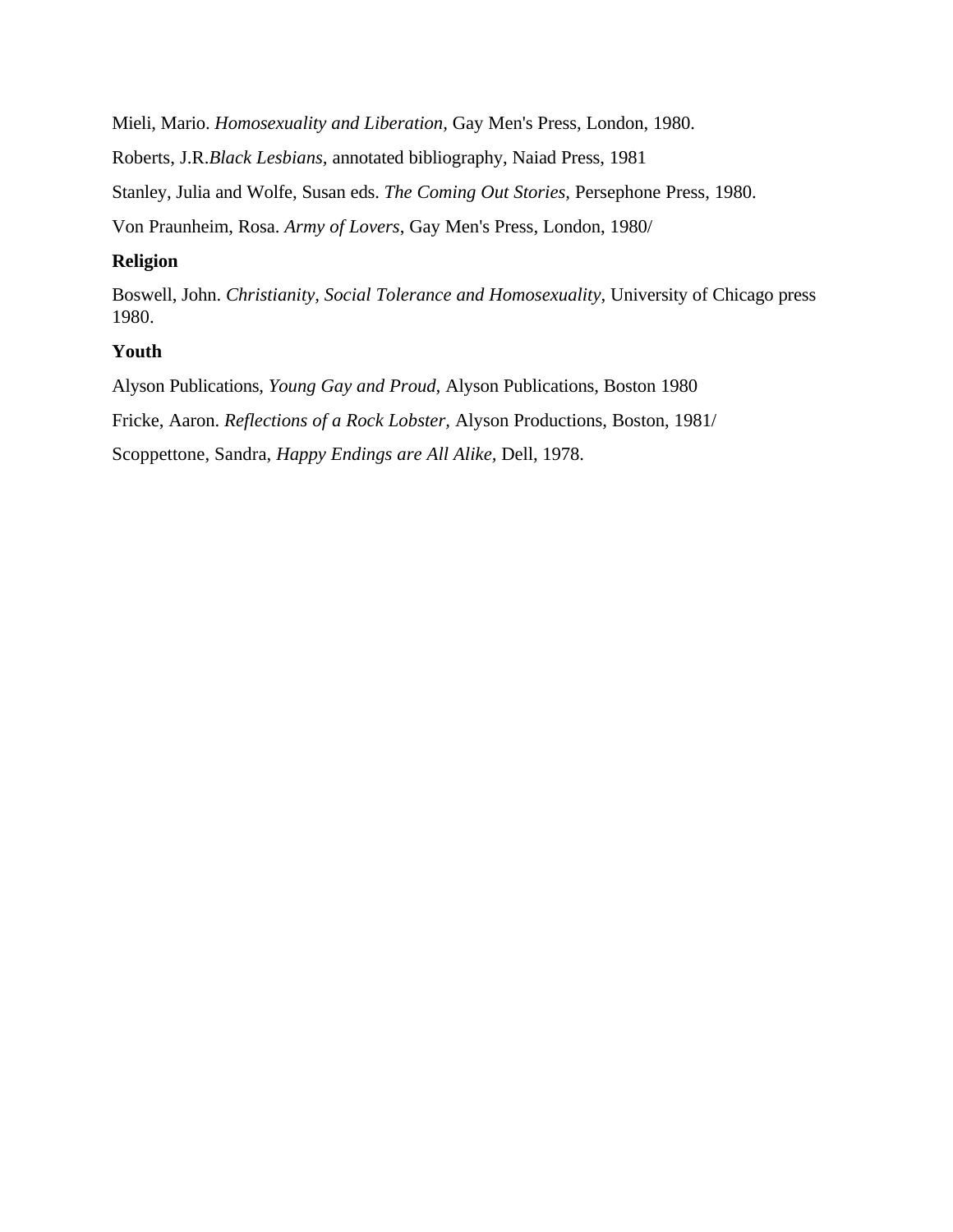Mieli, Mario. *Homosexuality and Liberation,* Gay Men's Press, London, 1980.

Roberts, J.R.*Black Lesbians,* annotated bibliography, Naiad Press, 1981

Stanley, Julia and Wolfe, Susan eds. *The Coming Out Stories,* Persephone Press, 1980.

Von Praunheim, Rosa. *Army of Lovers*, Gay Men's Press, London, 1980/

**Religion**

Boswell, John. *Christianity, Social Tolerance and Homosexuality,* University of Chicago press 1980.

**Youth**

Alyson Publications, *Young Gay and Proud,* Alyson Publications, Boston 1980

Fricke, Aaron. *Reflections of a Rock Lobster,* Alyson Productions, Boston, 1981/

Scoppettone, Sandra, *Happy Endings are All Alike,* Dell, 1978.